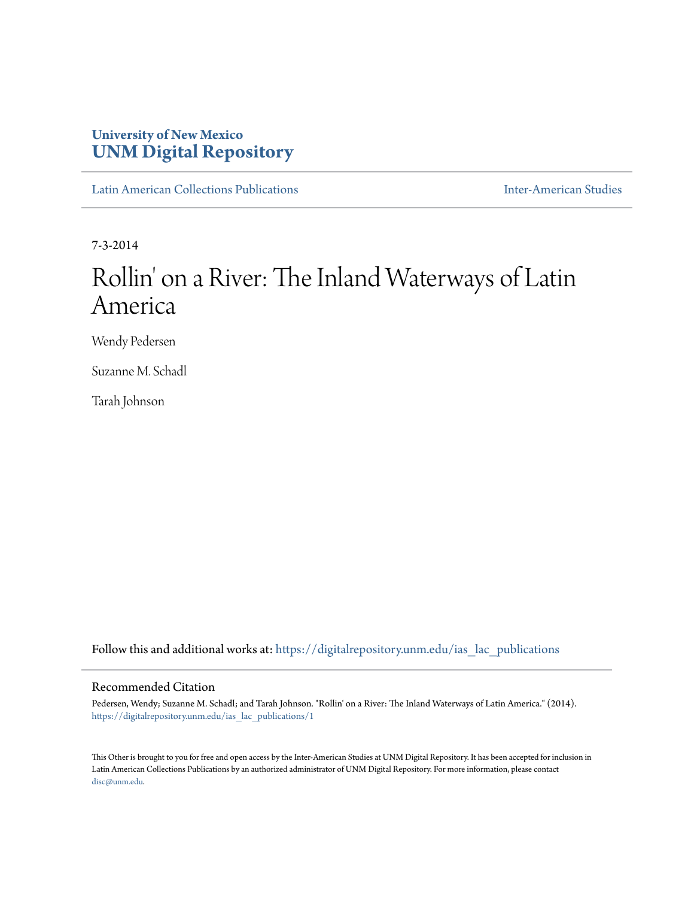**University of New Mexico**
**UNM Digital Repository**

Latin American Collections Publications | Inter-American Studies

7-3-2014

# Rollin' on a River: The Inland Waterways of Latin America

Wendy Pedersen

Suzanne M. Schadl

Tarah Johnson

Follow this and additional works at: https://digitalrepository.unm.edu/ias_lac_publications

## Recommended Citation

Pedersen, Wendy; Suzanne M. Schadl; and Tarah Johnson. "Rollin' on a River: The Inland Waterways of Latin America." (2014). https://digitalrepository.unm.edu/ias_lac_publications/1

This Other is brought to you for free and open access by the Inter-American Studies at UNM Digital Repository. It has been accepted for inclusion in Latin American Collections Publications by an authorized administrator of UNM Digital Repository. For more information, please contact disc@unm.edu.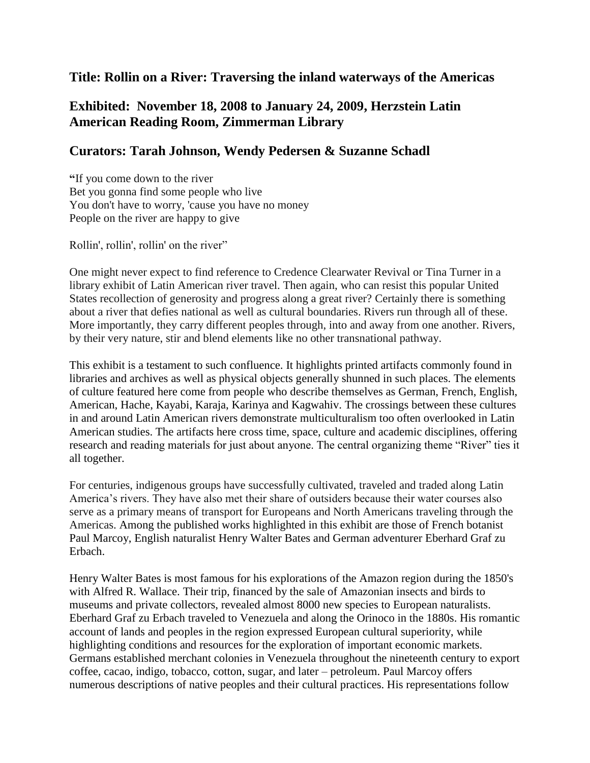## Title: Rollin on a River: Traversing the inland waterways of the Americas

## Exhibited: November 18, 2008 to January 24, 2009, Herzstein Latin American Reading Room, Zimmerman Library

## Curators: Tarah Johnson, Wendy Pedersen & Suzanne Schadl

**"**If you come down to the river
Bet you gonna find some people who live
You don't have to worry, 'cause you have no money
People on the river are happy to give

Rollin', rollin', rollin' on the river"

One might never expect to find reference to Credence Clearwater Revival or Tina Turner in a library exhibit of Latin American river travel. Then again, who can resist this popular United States recollection of generosity and progress along a great river? Certainly there is something about a river that defies national as well as cultural boundaries. Rivers run through all of these. More importantly, they carry different peoples through, into and away from one another. Rivers, by their very nature, stir and blend elements like no other transnational pathway.

This exhibit is a testament to such confluence. It highlights printed artifacts commonly found in libraries and archives as well as physical objects generally shunned in such places. The elements of culture featured here come from people who describe themselves as German, French, English, American, Hache, Kayabi, Karaja, Karinya and Kagwahiv. The crossings between these cultures in and around Latin American rivers demonstrate multiculturalism too often overlooked in Latin American studies. The artifacts here cross time, space, culture and academic disciplines, offering research and reading materials for just about anyone. The central organizing theme "River" ties it all together.

For centuries, indigenous groups have successfully cultivated, traveled and traded along Latin America's rivers. They have also met their share of outsiders because their water courses also serve as a primary means of transport for Europeans and North Americans traveling through the Americas. Among the published works highlighted in this exhibit are those of French botanist Paul Marcoy, English naturalist Henry Walter Bates and German adventurer Eberhard Graf zu Erbach.

Henry Walter Bates is most famous for his explorations of the Amazon region during the 1850's with Alfred R. Wallace. Their trip, financed by the sale of Amazonian insects and birds to museums and private collectors, revealed almost 8000 new species to European naturalists. Eberhard Graf zu Erbach traveled to Venezuela and along the Orinoco in the 1880s. His romantic account of lands and peoples in the region expressed European cultural superiority, while highlighting conditions and resources for the exploration of important economic markets. Germans established merchant colonies in Venezuela throughout the nineteenth century to export coffee, cacao, indigo, tobacco, cotton, sugar, and later – petroleum. Paul Marcoy offers numerous descriptions of native peoples and their cultural practices. His representations follow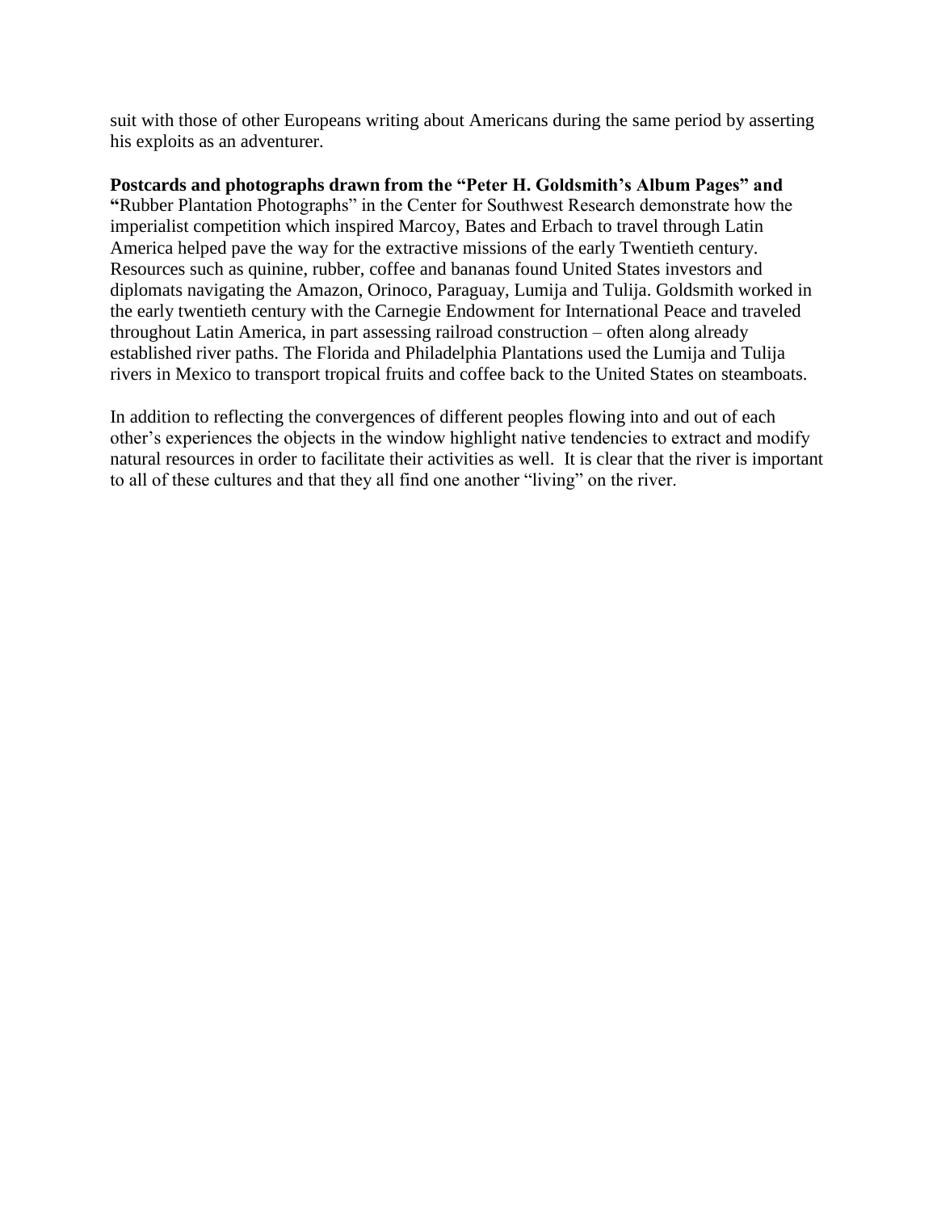suit with those of other Europeans writing about Americans during the same period by asserting his exploits as an adventurer.

**Postcards and photographs drawn from the "Peter H. Goldsmith's Album Pages" and "**Rubber Plantation Photographs" in the Center for Southwest Research demonstrate how the imperialist competition which inspired Marcoy, Bates and Erbach to travel through Latin America helped pave the way for the extractive missions of the early Twentieth century. Resources such as quinine, rubber, coffee and bananas found United States investors and diplomats navigating the Amazon, Orinoco, Paraguay, Lumija and Tulija. Goldsmith worked in the early twentieth century with the Carnegie Endowment for International Peace and traveled throughout Latin America, in part assessing railroad construction – often along already established river paths. The Florida and Philadelphia Plantations used the Lumija and Tulija rivers in Mexico to transport tropical fruits and coffee back to the United States on steamboats.

In addition to reflecting the convergences of different peoples flowing into and out of each other's experiences the objects in the window highlight native tendencies to extract and modify natural resources in order to facilitate their activities as well. It is clear that the river is important to all of these cultures and that they all find one another "living" on the river.